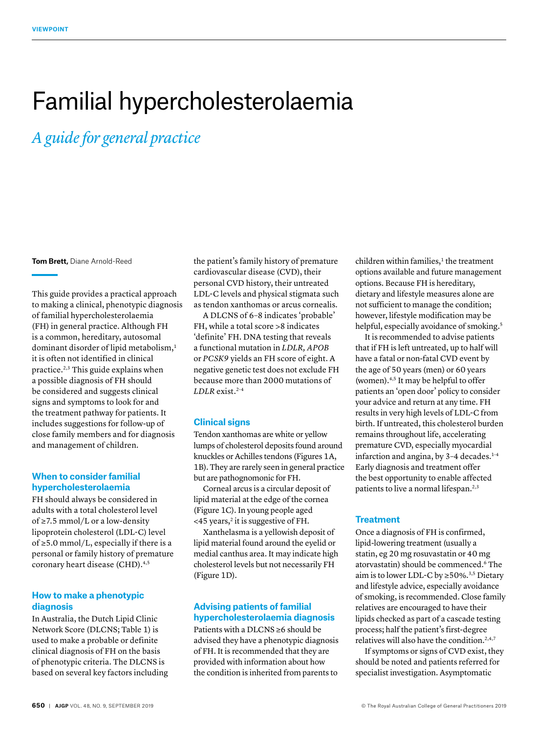VIEWPOINT

# Familial hypercholesterolaemia

## *A guide for general practice*

**Tom Brett,** Diane Arnold-Reed

This guide provides a practical approach to making a clinical, phenotypic diagnosis of familial hypercholesterolaemia (FH) in general practice. Although FH is a common, hereditary, autosomal dominant disorder of lipid metabolism,[1] it is often not identified in clinical practice.[2,3] This guide explains when a possible diagnosis of FH should be considered and suggests clinical signs and symptoms to look for and the treatment pathway for patients. It includes suggestions for follow-up of close family members and for diagnosis and management of children.

### When to consider familial hypercholesterolaemia

FH should always be considered in adults with a total cholesterol level of ≥7.5 mmol/L or a low-density lipoprotein cholesterol (LDL-C) level of ≥5.0 mmol/L, especially if there is a personal or family history of premature coronary heart disease (CHD).[4,5]

### How to make a phenotypic diagnosis

In Australia, the Dutch Lipid Clinic Network Score (DLCNS; Table 1) is used to make a probable or definite clinical diagnosis of FH on the basis of phenotypic criteria. The DLCNS is based on several key factors including the patient's family history of premature cardiovascular disease (CVD), their personal CVD history, their untreated LDL-C levels and physical stigmata such as tendon xanthomas or arcus cornealis.

A DLCNS of 6–8 indicates 'probable' FH, while a total score >8 indicates 'definite' FH. DNA testing that reveals a functional mutation in *LDLR, APOB* or *PCSK9* yields an FH score of eight. A negative genetic test does not exclude FH because more than 2000 mutations of *LDLR* exist.[2–4]

### Clinical signs

Tendon xanthomas are white or yellow lumps of cholesterol deposits found around knuckles or Achilles tendons (Figures 1A, 1B). They are rarely seen in general practice but are pathognomonic for FH.

Corneal arcus is a circular deposit of lipid material at the edge of the cornea (Figure 1C). In young people aged <45 years,[2] it is suggestive of FH.

Xanthelasma is a yellowish deposit of lipid material found around the eyelid or medial canthus area. It may indicate high cholesterol levels but not necessarily FH (Figure 1D).

### Advising patients of familial hypercholesterolaemia diagnosis

Patients with a DLCNS ≥6 should be advised they have a phenotypic diagnosis of FH. It is recommended that they are provided with information about how the condition is inherited from parents to children within families,[1] the treatment options available and future management options. Because FH is hereditary, dietary and lifestyle measures alone are not sufficient to manage the condition; however, lifestyle modification may be helpful, especially avoidance of smoking.[5]

It is recommended to advise patients that if FH is left untreated, up to half will have a fatal or non-fatal CVD event by the age of 50 years (men) or 60 years (women).[4,5] It may be helpful to offer patients an 'open door' policy to consider your advice and return at any time. FH results in very high levels of LDL-C from birth. If untreated, this cholesterol burden remains throughout life, accelerating premature CVD, especially myocardial infarction and angina, by 3–4 decades.[1–4] Early diagnosis and treatment offer the best opportunity to enable affected patients to live a normal lifespan.[2,3]

### Treatment

Once a diagnosis of FH is confirmed, lipid-lowering treatment (usually a statin, eg 20 mg rosuvastatin or 40 mg atorvastatin) should be commenced.[6] The aim is to lower LDL-C by ≥50%.[3,5] Dietary and lifestyle advice, especially avoidance of smoking, is recommended. Close family relatives are encouraged to have their lipids checked as part of a cascade testing process; half the patient's first-degree relatives will also have the condition.[2,4,7]

If symptoms or signs of CVD exist, they should be noted and patients referred for specialist investigation. Asymptomatic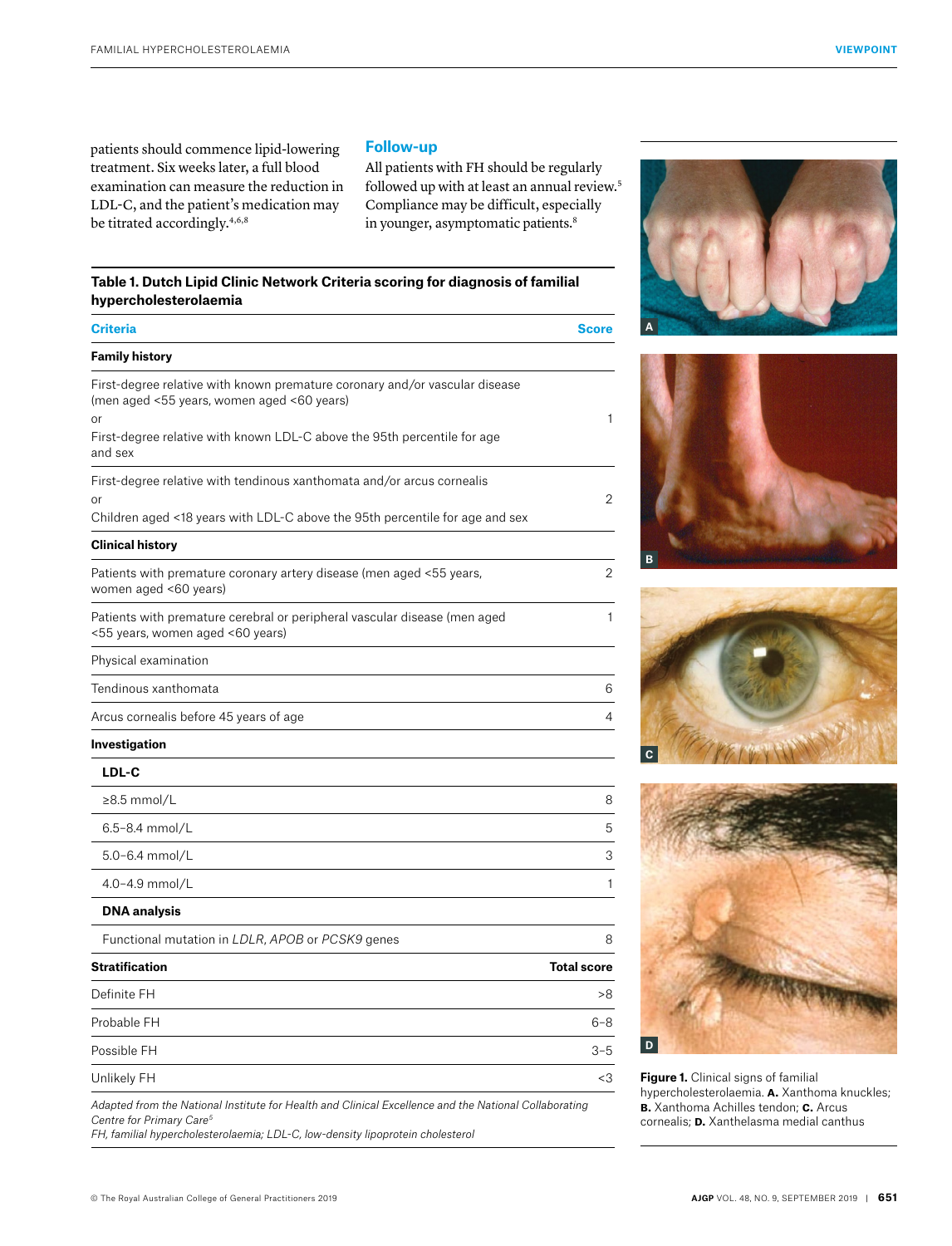patients should commence lipid-lowering treatment. Six weeks later, a full blood examination can measure the reduction in LDL-C, and the patient's medication may be titrated accordingly.[4,6,8]

## Follow-up

All patients with FH should be regularly followed up with at least an annual review.[5] Compliance may be difficult, especially in younger, asymptomatic patients.[8]

**Table 1. Dutch Lipid Clinic Network Criteria scoring for diagnosis of familial hypercholesterolaemia**

| Criteria | Score |
|---|---|
| **Family history** | |
| First-degree relative with known premature coronary and/or vascular disease (men aged <55 years, women aged <60 years) or First-degree relative with known LDL-C above the 95th percentile for age and sex | 1 |
| First-degree relative with tendinous xanthomata and/or arcus cornealis or Children aged <18 years with LDL-C above the 95th percentile for age and sex | 2 |
| **Clinical history** | |
| Patients with premature coronary artery disease (men aged <55 years, women aged <60 years) | 2 |
| Patients with premature cerebral or peripheral vascular disease (men aged <55 years, women aged <60 years) | 1 |
| Physical examination | |
| Tendinous xanthomata | 6 |
| Arcus cornealis before 45 years of age | 4 |
| **Investigation** | |
| **LDL-C** | |
| ≥8.5 mmol/L | 8 |
| 6.5–8.4 mmol/L | 5 |
| 5.0–6.4 mmol/L | 3 |
| 4.0–4.9 mmol/L | 1 |
| **DNA analysis** | |
| Functional mutation in *LDLR*, *APOB* or *PCSK9* genes | 8 |
| **Stratification** | **Total score** |
| Definite FH | >8 |
| Probable FH | 6–8 |
| Possible FH | 3–5 |
| Unlikely FH | <3 |

*Adapted from the National Institute for Health and Clinical Excellence and the National Collaborating Centre for Primary Care[5]*
*FH, familial hypercholesterolaemia; LDL-C, low-density lipoprotein cholesterol*

**Figure 1.** Clinical signs of familial hypercholesterolaemia. **A.** Xanthoma knuckles; **B.** Xanthoma Achilles tendon; **C.** Arcus cornealis; **D.** Xanthelasma medial canthus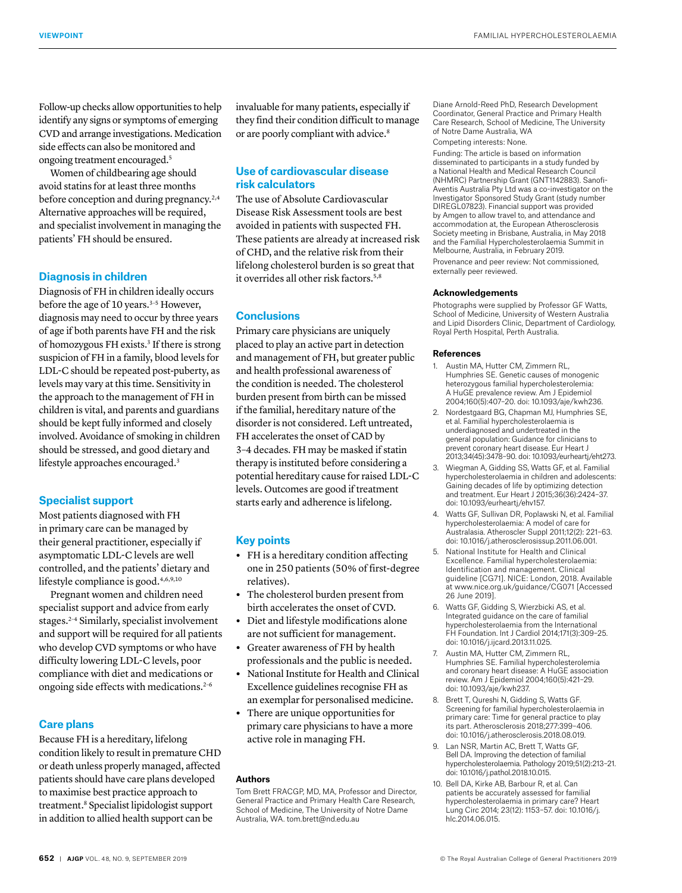Follow-up checks allow opportunities to help identify any signs or symptoms of emerging CVD and arrange investigations. Medication side effects can also be monitored and ongoing treatment encouraged.[5]

Women of childbearing age should avoid statins for at least three months before conception and during pregnancy.[2,4] Alternative approaches will be required, and specialist involvement in managing the patients' FH should be ensured.

## Diagnosis in children

Diagnosis of FH in children ideally occurs before the age of 10 years.[3–5] However, diagnosis may need to occur by three years of age if both parents have FH and the risk of homozygous FH exists.[3] If there is strong suspicion of FH in a family, blood levels for LDL-C should be repeated post-puberty, as levels may vary at this time. Sensitivity in the approach to the management of FH in children is vital, and parents and guardians should be kept fully informed and closely involved. Avoidance of smoking in children should be stressed, and good dietary and lifestyle approaches encouraged.[3]

## Specialist support

Most patients diagnosed with FH in primary care can be managed by their general practitioner, especially if asymptomatic LDL-C levels are well controlled, and the patients' dietary and lifestyle compliance is good.[4,6,9,10]

Pregnant women and children need specialist support and advice from early stages.[2–4] Similarly, specialist involvement and support will be required for all patients who develop CVD symptoms or who have difficulty lowering LDL-C levels, poor compliance with diet and medications or ongoing side effects with medications.[2–6]

## Care plans

Because FH is a hereditary, lifelong condition likely to result in premature CHD or death unless properly managed, affected patients should have care plans developed to maximise best practice approach to treatment.[8] Specialist lipidologist support in addition to allied health support can be invaluable for many patients, especially if they find their condition difficult to manage or are poorly compliant with advice.[8]

## Use of cardiovascular disease risk calculators

The use of Absolute Cardiovascular Disease Risk Assessment tools are best avoided in patients with suspected FH. These patients are already at increased risk of CHD, and the relative risk from their lifelong cholesterol burden is so great that it overrides all other risk factors.[5,8]

## Conclusions

Primary care physicians are uniquely placed to play an active part in detection and management of FH, but greater public and health professional awareness of the condition is needed. The cholesterol burden present from birth can be missed if the familial, hereditary nature of the disorder is not considered. Left untreated, FH accelerates the onset of CAD by 3–4 decades. FH may be masked if statin therapy is instituted before considering a potential hereditary cause for raised LDL-C levels. Outcomes are good if treatment starts early and adherence is lifelong.

## Key points

- FH is a hereditary condition affecting one in 250 patients (50% of first-degree relatives).
- The cholesterol burden present from birth accelerates the onset of CVD.
- Diet and lifestyle modifications alone are not sufficient for management.
- Greater awareness of FH by health professionals and the public is needed.
- National Institute for Health and Clinical Excellence guidelines recognise FH as an exemplar for personalised medicine.
- There are unique opportunities for primary care physicians to have a more active role in managing FH.

### Authors

Tom Brett FRACGP, MD, MA, Professor and Director, General Practice and Primary Health Care Research, School of Medicine, The University of Notre Dame Australia, WA. tom.brett@nd.edu.au

Diane Arnold-Reed PhD, Research Development Coordinator, General Practice and Primary Health Care Research, School of Medicine, The University of Notre Dame Australia, WA

Competing interests: None.

Funding: The article is based on information disseminated to participants in a study funded by a National Health and Medical Research Council (NHMRC) Partnership Grant (GNT1142883). Sanofi-Aventis Australia Pty Ltd was a co-investigator on the Investigator Sponsored Study Grant (study number DIREGL07823). Financial support was provided by Amgen to allow travel to, and attendance and accommodation at, the European Atherosclerosis Society meeting in Brisbane, Australia, in May 2018 and the Familial Hypercholesterolaemia Summit in Melbourne, Australia, in February 2019.

Provenance and peer review: Not commissioned, externally peer reviewed.

### Acknowledgements

Photographs were supplied by Professor GF Watts, School of Medicine, University of Western Australia and Lipid Disorders Clinic, Department of Cardiology, Royal Perth Hospital, Perth Australia.

### References

1. Austin MA, Hutter CM, Zimmern RL, Humphries SE. Genetic causes of monogenic heterozygous familial hypercholesterolemia: A HuGE prevalence review. Am J Epidemiol 2004;160(5):407–20. doi: 10.1093/aje/kwh236.
2. Nordestgaard BG, Chapman MJ, Humphries SE, et al. Familial hypercholesterolaemia is underdiagnosed and undertreated in the general population: Guidance for clinicians to prevent coronary heart disease. Eur Heart J 2013;34(45):3478–90. doi: 10.1093/eurheartj/eht273.
3. Wiegman A, Gidding SS, Watts GF, et al. Familial hypercholesterolaemia in children and adolescents: Gaining decades of life by optimizing detection and treatment. Eur Heart J 2015;36(36):2424–37. doi: 10.1093/eurheartj/ehv157.
4. Watts GF, Sullivan DR, Poplawski N, et al. Familial hypercholesterolaemia: A model of care for Australasia. Atheroscler Suppl 2011;12(2): 221–63. doi: 10.1016/j.atherosclerosissup.2011.06.001.
5. National Institute for Health and Clinical Excellence. Familial hypercholesterolaemia: Identification and management. Clinical guideline [CG71]. NICE: London, 2018. Available at www.nice.org.uk/guidance/CG071 [Accessed 26 June 2019].
6. Watts GF, Gidding S, Wierzbicki AS, et al. Integrated guidance on the care of familial hypercholesterolaemia from the International FH Foundation. Int J Cardiol 2014;171(3):309–25. doi: 10.1016/j.ijcard.2013.11.025.
7. Austin MA, Hutter CM, Zimmern RL, Humphries SE. Familial hypercholesterolemia and coronary heart disease: A HuGE association review. Am J Epidemiol 2004;160(5):421–29. doi: 10.1093/aje/kwh237.
8. Brett T, Qureshi N, Gidding S, Watts GF. Screening for familial hypercholesterolaemia in primary care: Time for general practice to play its part. Atherosclerosis 2018;277:399–406. doi: 10.1016/j.atherosclerosis.2018.08.019.
9. Lan NSR, Martin AC, Brett T, Watts GF, Bell DA. Improving the detection of familial hypercholesterolaemia. Pathology 2019;51(2):213–21. doi: 10.1016/j.pathol.2018.10.015.
10. Bell DA, Kirke AB, Barbour R, et al. Can patients be accurately assessed for familial hypercholesterolaemia in primary care? Heart Lung Circ 2014; 23(12): 1153–57. doi: 10.1016/j.hlc.2014.06.015.